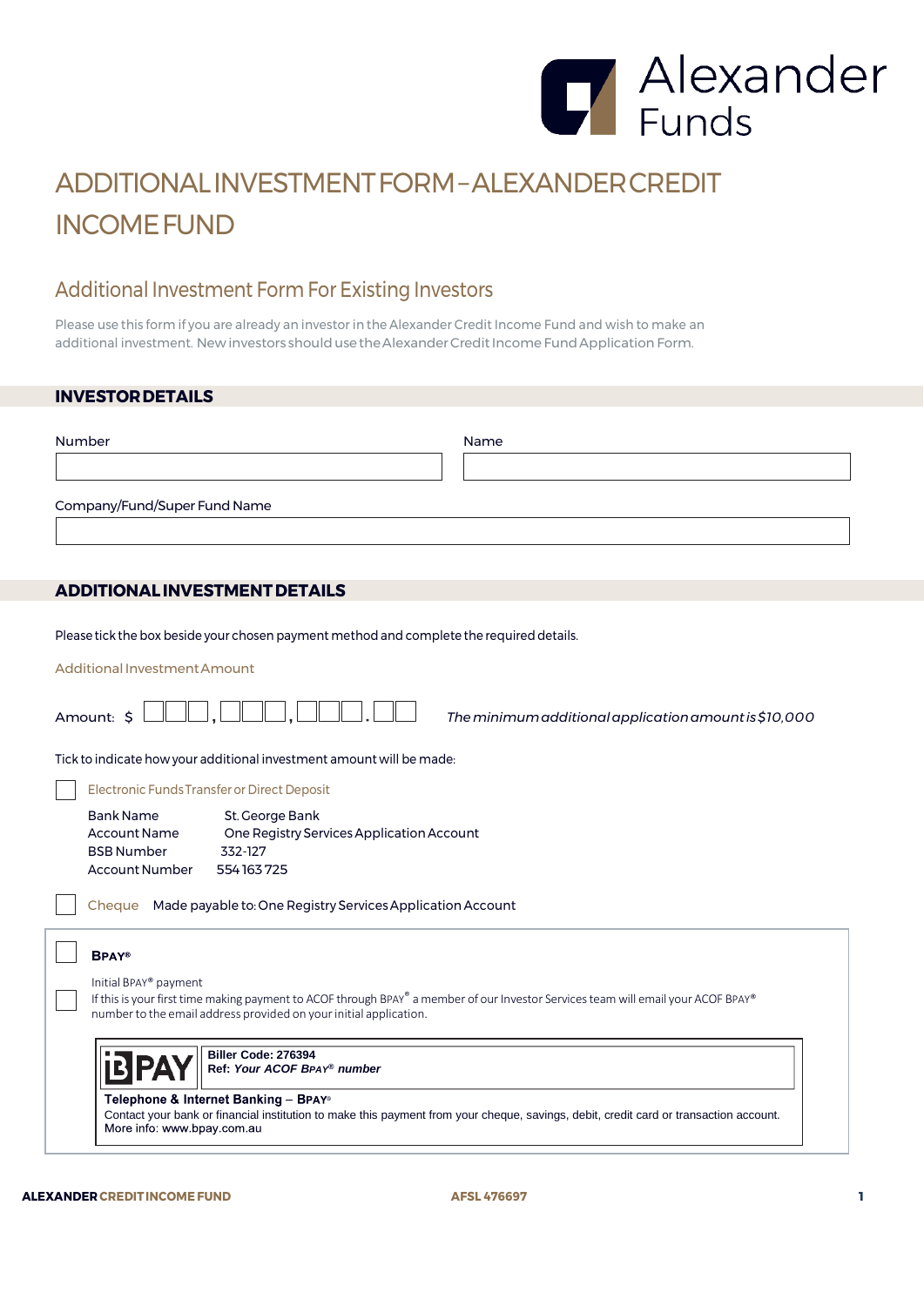Alexander Funds

# ADDITIONAL INVESTMENT FORM – ALEXANDER CREDIT INCOME FUND

## Additional Investment Form For Existing Investors

Please use this form if you are already an investor in the Alexander Credit Income Fund and wish to make an additional investment. New investors should use the Alexander Credit Income Fund Application Form.

## INVESTOR DETAILS

Number ______________________ Name ______________________

Company/Fund/Super Fund Name ______________________

## ADDITIONAL INVESTMENT DETAILS

Please tick the box beside your chosen payment method and complete the required details.

Additional Investment Amount

Amount: $ ☐☐☐,☐☐☐,☐☐☐.☐☐ *The minimum additional application amount is $10,000*

Tick to indicate how your additional investment amount will be made:

☐ Electronic Funds Transfer or Direct Deposit

| | |
|---|---|
| Bank Name | St. George Bank |
| Account Name | One Registry Services Application Account |
| BSB Number | 332-127 |
| Account Number | 554 163 725 |

☐ Cheque Made payable to: One Registry Services Application Account

☐ **BPAY®**

☐ Initial BPAY® payment
If this is your first time making payment to ACOF through BPAY® a member of our Investor Services team will email your ACOF BPAY® number to the email address provided on your initial application.

BPAY

**Biller Code: 276394**
**Ref: *Your ACOF BPAY® number***

**Telephone & Internet Banking – BPAY®**
Contact your bank or financial institution to make this payment from your cheque, savings, debit, credit card or transaction account.
More info: www.bpay.com.au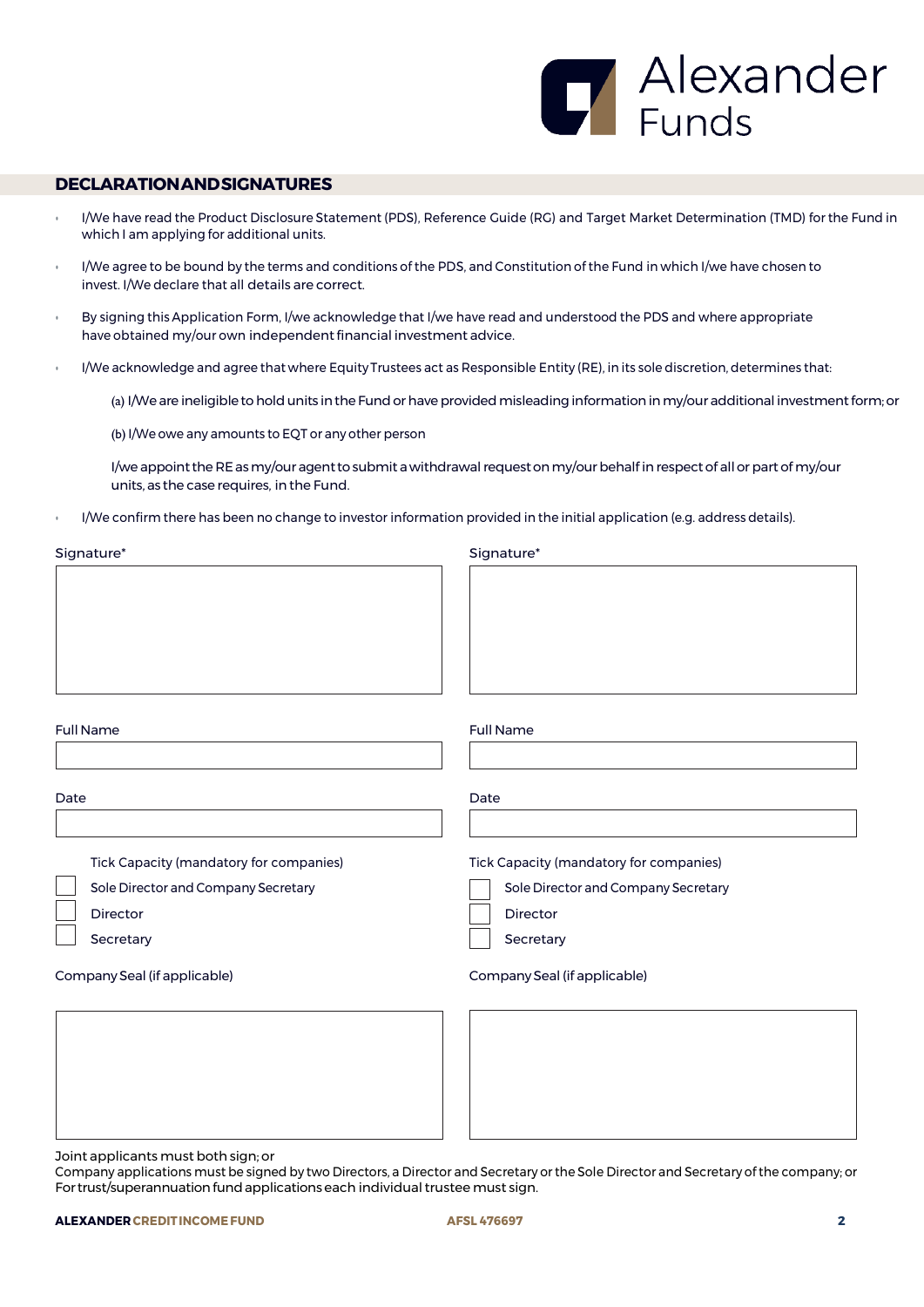## DECLARATION AND SIGNATURES

- I/We have read the Product Disclosure Statement (PDS), Reference Guide (RG) and Target Market Determination (TMD) for the Fund in which I am applying for additional units.
- I/We agree to be bound by the terms and conditions of the PDS, and Constitution of the Fund in which I/we have chosen to invest. I/We declare that all details are correct.
- By signing this Application Form, I/we acknowledge that I/we have read and understood the PDS and where appropriate have obtained my/our own independent financial investment advice.
- I/We acknowledge and agree that where Equity Trustees act as Responsible Entity (RE), in its sole discretion, determines that:

  (a) I/We are ineligible to hold units in the Fund or have provided misleading information in my/our additional investment form; or

  (b) I/We owe any amounts to EQT or any other person

  I/we appoint the RE as my/our agent to submit a withdrawal request on my/our behalf in respect of all or part of my/our units, as the case requires, in the Fund.
- I/We confirm there has been no change to investor information provided in the initial application (e.g. address details).

Signature*

Full Name

Date

Tick Capacity (mandatory for companies)

- ☐ Sole Director and Company Secretary
- ☐ Director
- ☐ Secretary

Company Seal (if applicable)

Signature*

Full Name

Date

Tick Capacity (mandatory for companies)

- ☐ Sole Director and Company Secretary
- ☐ Director
- ☐ Secretary

Company Seal (if applicable)

Joint applicants must both sign; or
Company applications must be signed by two Directors, a Director and Secretary or the Sole Director and Secretary of the company; or
For trust/superannuation fund applications each individual trustee must sign.